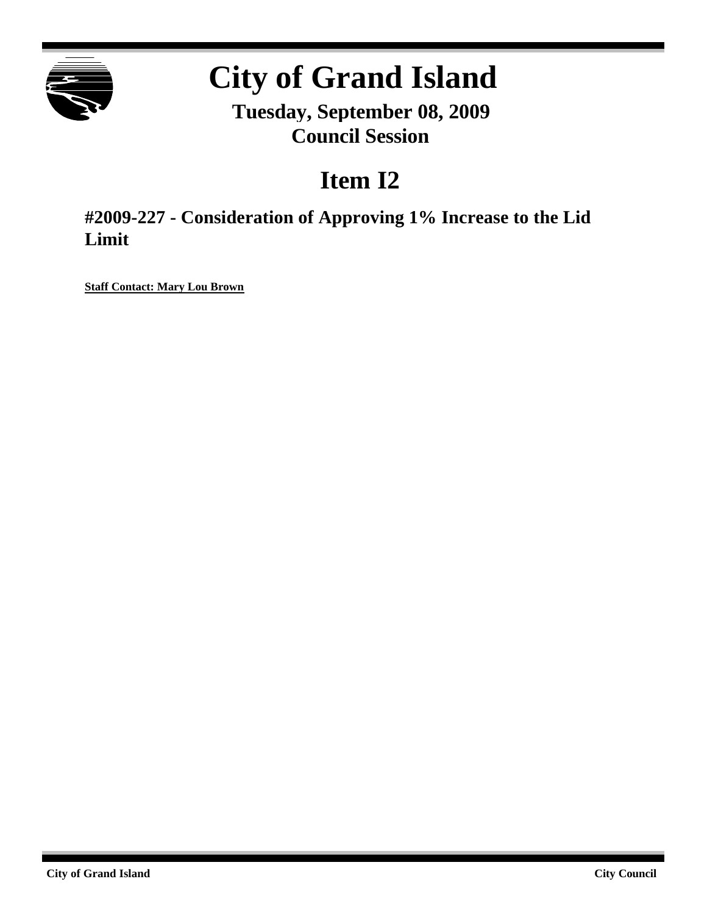# City of Grand Island

**Tuesday, September 08, 2009**
**Council Session**

## Item I2

### #2009-227 - Consideration of Approving 1% Increase to the Lid Limit

**Staff Contact: Mary Lou Brown**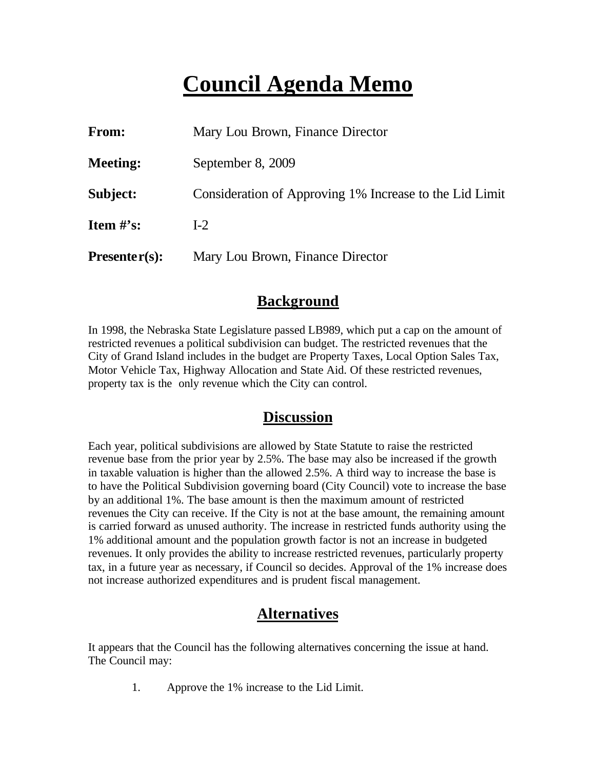# Council Agenda Memo

**From:** Mary Lou Brown, Finance Director

**Meeting:** September 8, 2009

**Subject:** Consideration of Approving 1% Increase to the Lid Limit

**Item #'s:** I-2

**Presenter(s):** Mary Lou Brown, Finance Director

## Background

In 1998, the Nebraska State Legislature passed LB989, which put a cap on the amount of restricted revenues a political subdivision can budget. The restricted revenues that the City of Grand Island includes in the budget are Property Taxes, Local Option Sales Tax, Motor Vehicle Tax, Highway Allocation and State Aid. Of these restricted revenues, property tax is the only revenue which the City can control.

## Discussion

Each year, political subdivisions are allowed by State Statute to raise the restricted revenue base from the prior year by 2.5%. The base may also be increased if the growth in taxable valuation is higher than the allowed 2.5%. A third way to increase the base is to have the Political Subdivision governing board (City Council) vote to increase the base by an additional 1%. The base amount is then the maximum amount of restricted revenues the City can receive. If the City is not at the base amount, the remaining amount is carried forward as unused authority. The increase in restricted funds authority using the 1% additional amount and the population growth factor is not an increase in budgeted revenues. It only provides the ability to increase restricted revenues, particularly property tax, in a future year as necessary, if Council so decides. Approval of the 1% increase does not increase authorized expenditures and is prudent fiscal management.

## Alternatives

It appears that the Council has the following alternatives concerning the issue at hand. The Council may:

1. Approve the 1% increase to the Lid Limit.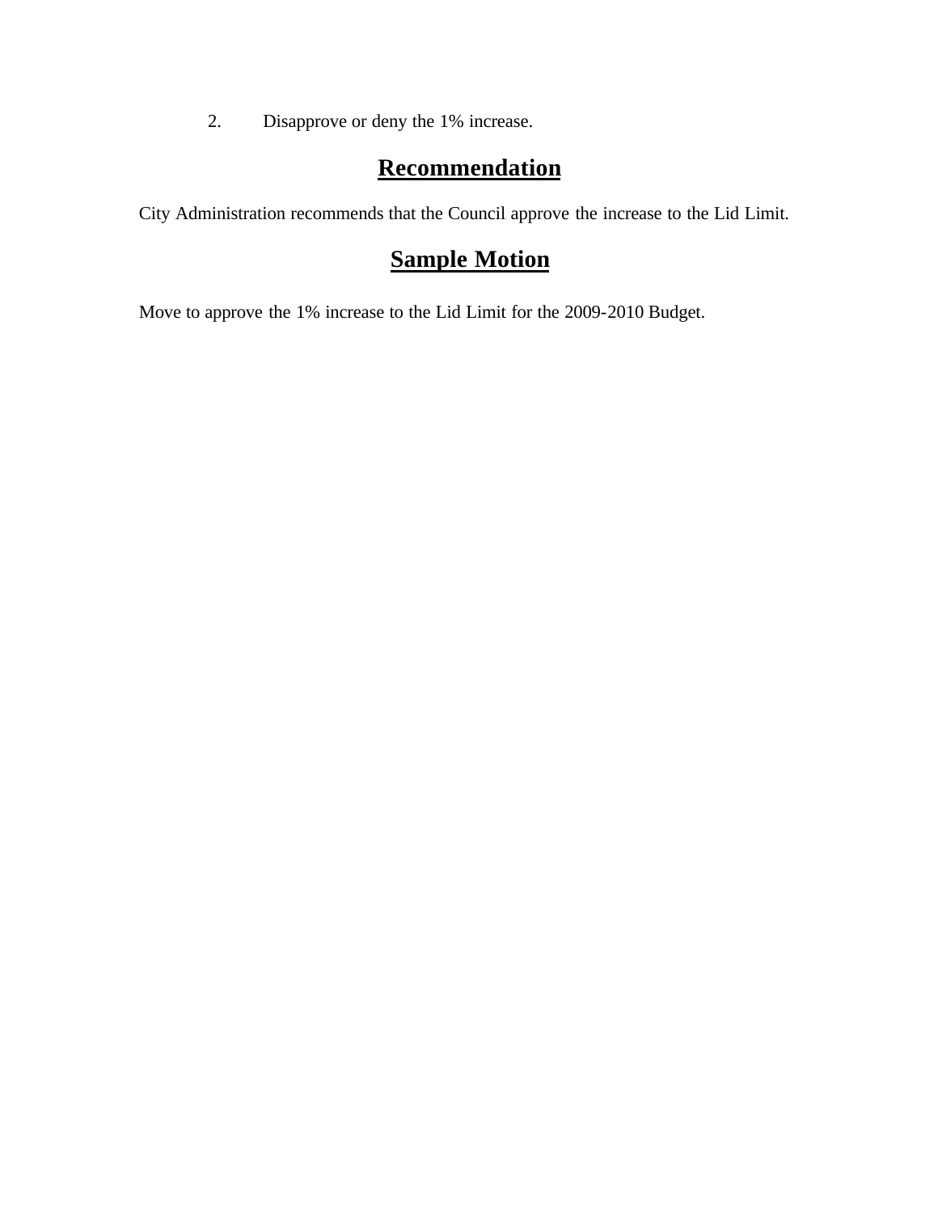2. Disapprove or deny the 1% increase.

## Recommendation

City Administration recommends that the Council approve the increase to the Lid Limit.

## Sample Motion

Move to approve the 1% increase to the Lid Limit for the 2009-2010 Budget.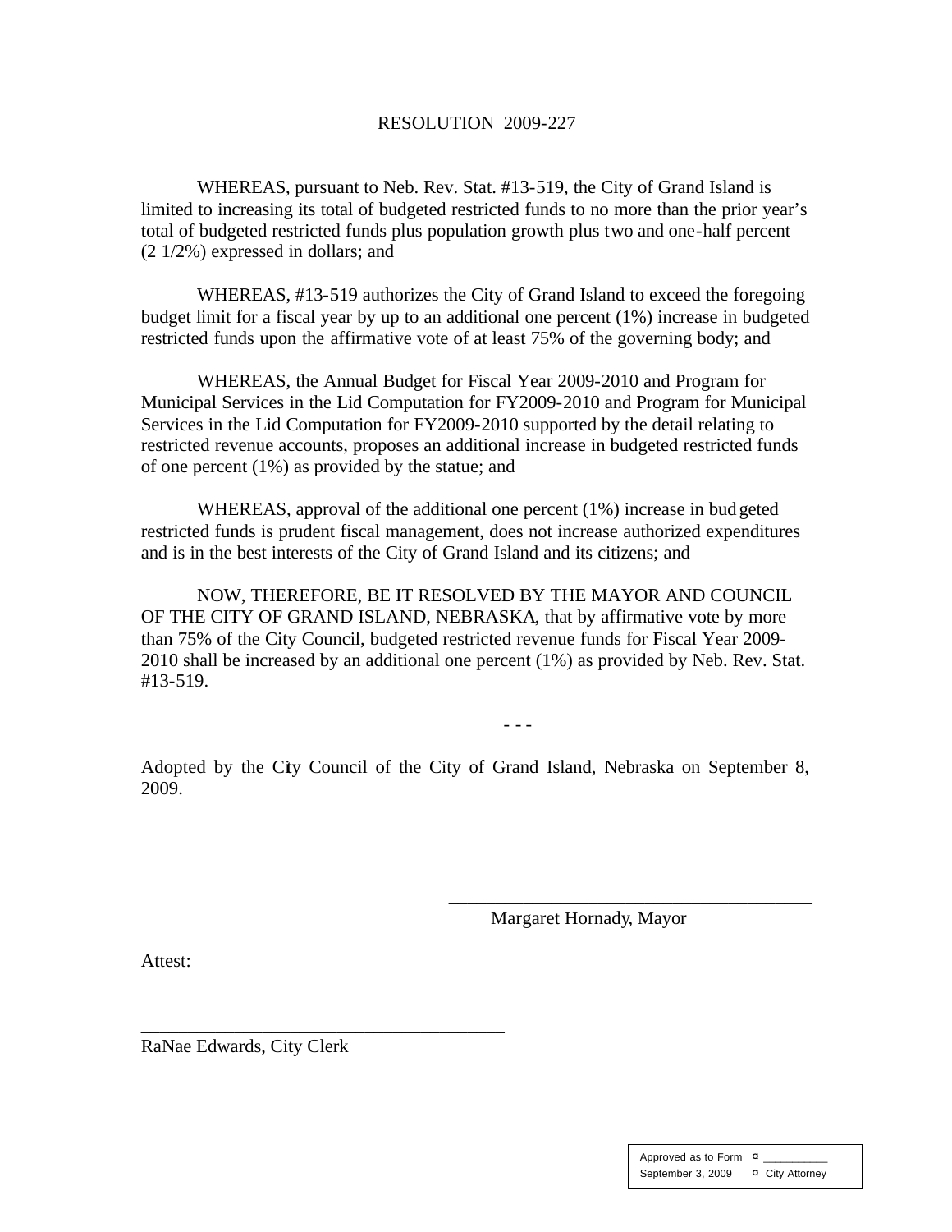# RESOLUTION 2009-227

WHEREAS, pursuant to Neb. Rev. Stat. #13-519, the City of Grand Island is limited to increasing its total of budgeted restricted funds to no more than the prior year's total of budgeted restricted funds plus population growth plus two and one-half percent (2 1/2%) expressed in dollars; and

WHEREAS, #13-519 authorizes the City of Grand Island to exceed the foregoing budget limit for a fiscal year by up to an additional one percent (1%) increase in budgeted restricted funds upon the affirmative vote of at least 75% of the governing body; and

WHEREAS, the Annual Budget for Fiscal Year 2009-2010 and Program for Municipal Services in the Lid Computation for FY2009-2010 and Program for Municipal Services in the Lid Computation for FY2009-2010 supported by the detail relating to restricted revenue accounts, proposes an additional increase in budgeted restricted funds of one percent (1%) as provided by the statue; and

WHEREAS, approval of the additional one percent (1%) increase in budgeted restricted funds is prudent fiscal management, does not increase authorized expenditures and is in the best interests of the City of Grand Island and its citizens; and

NOW, THEREFORE, BE IT RESOLVED BY THE MAYOR AND COUNCIL OF THE CITY OF GRAND ISLAND, NEBRASKA, that by affirmative vote by more than 75% of the City Council, budgeted restricted revenue funds for Fiscal Year 2009-2010 shall be increased by an additional one percent (1%) as provided by Neb. Rev. Stat. #13-519.

- - -

Adopted by the City Council of the City of Grand Island, Nebraska on September 8, 2009.

_______________________________________
Margaret Hornady, Mayor

Attest:

_______________________________________
RaNae Edwards, City Clerk

| | |
|---|---|
| Approved as to Form | ¤ ___________ |
| September 3, 2009 | ¤ City Attorney |